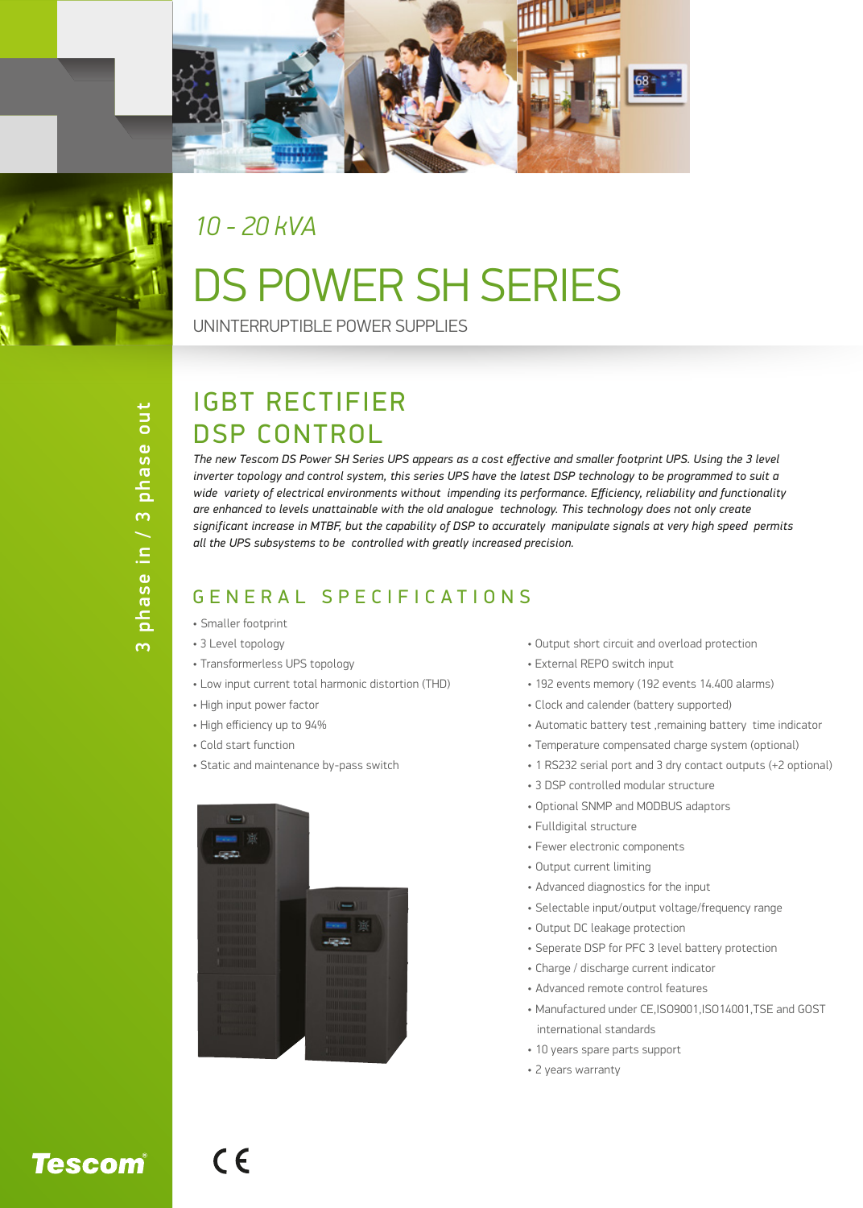3 phase in / 3 phase out

*10 - 20 kVA*

# DS POWER SH SERIES

UNINTERRUPTIBLE POWER SUPPLIES

## IGBT RECTIFIER
## DSP CONTROL

*The new Tescom DS Power SH Series UPS appears as a cost effective and smaller footprint UPS. Using the 3 level inverter topology and control system, this series UPS have the latest DSP technology to be programmed to suit a wide variety of electrical environments without impending its performance. Efficiency, reliability and functionality are enhanced to levels unattainable with the old analogue technology. This technology does not only create significant increase in MTBF, but the capability of DSP to accurately manipulate signals at very high speed permits all the UPS subsystems to be controlled with greatly increased precision.*

## GENERAL SPECIFICATIONS

- Smaller footprint
- 3 Level topology
- Transformerless UPS topology
- Low input current total harmonic distortion (THD)
- High input power factor
- High efficiency up to 94%
- Cold start function
- Static and maintenance by-pass switch
- Output short circuit and overload protection
- External REPO switch input
- 192 events memory (192 events 14.400 alarms)
- Clock and calender (battery supported)
- Automatic battery test ,remaining battery time indicator
- Temperature compensated charge system (optional)
- 1 RS232 serial port and 3 dry contact outputs (+2 optional)
- 3 DSP controlled modular structure
- Optional SNMP and MODBUS adaptors
- Fulldigital structure
- Fewer electronic components
- Output current limiting
- Advanced diagnostics for the input
- Selectable input/output voltage/frequency range
- Output DC leakage protection
- Seperate DSP for PFC 3 level battery protection
- Charge / discharge current indicator
- Advanced remote control features
- Manufactured under CE,ISO9001,ISO14001,TSE and GOST international standards
- 10 years spare parts support
- 2 years warranty

Tescom®

CE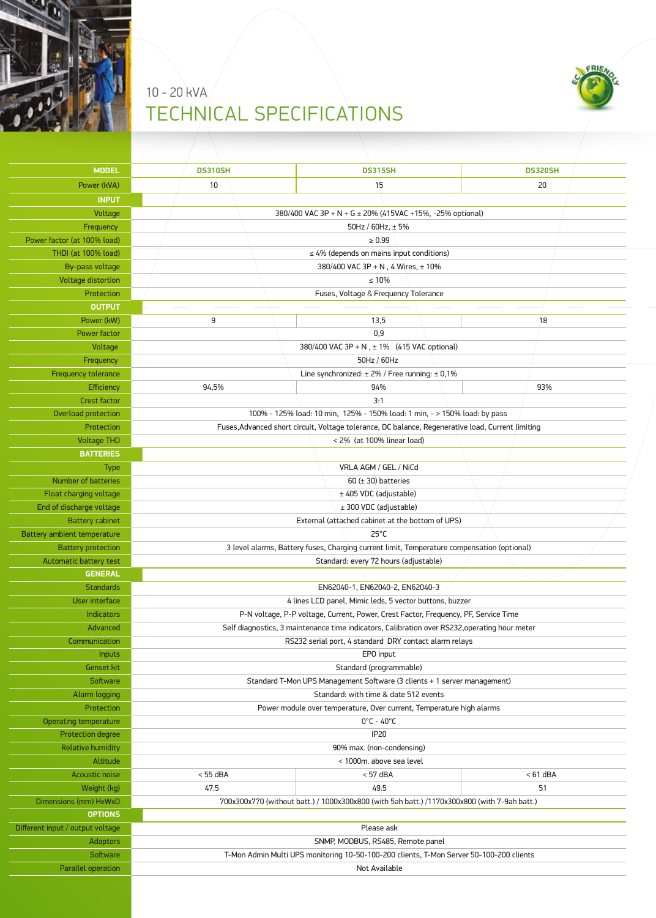10 - 20 kVA

# TECHNICAL SPECIFICATIONS

| MODEL | DS310SH | DS315SH | DS320SH |
|---|---|---|---|
| Power (kVA) | 10 | 15 | 20 |
| **INPUT** | | | |
| Voltage | 380/400 VAC 3P + N + G ± 20% (415VAC +15%, -25% optional) | | |
| Frequency | 50Hz / 60Hz, ± 5% | | |
| Power factor (at 100% load) | ≥ 0.99 | | |
| THDI (at 100% load) | ≤ 4% (depends on mains input conditions) | | |
| By-pass voltage | 380/400 VAC 3P + N , 4 Wires, ± 10% | | |
| Voltage distortion | ≤ 10% | | |
| Protection | Fuses, Voltage & Frequency Tolerance | | |
| **OUTPUT** | | | |
| Power (kW) | 9 | 13,5 | 18 |
| Power factor | 0,9 | | |
| Voltage | 380/400 VAC 3P + N , ± 1% (415 VAC optional) | | |
| Frequency | 50Hz / 60Hz | | |
| Frequency tolerance | Line synchronized: ± 2% / Free running: ± 0,1% | | |
| Efficiency | 94,5% | 94% | 93% |
| Crest factor | 3:1 | | |
| Overload protection | 100% - 125% load: 10 min, 125% - 150% load: 1 min, - > 150% load: by pass | | |
| Protection | Fuses,Advanced short circuit, Voltage tolerance, DC balance, Regenerative load, Current limiting | | |
| Voltage THD | < 2% (at 100% linear load) | | |
| **BATTERIES** | | | |
| Type | VRLA AGM / GEL / NiCd | | |
| Number of batteries | 60 (± 30) batteries | | |
| Float charging voltage | ± 405 VDC (adjustable) | | |
| End of discharge voltage | ± 300 VDC (adjustable) | | |
| Battery cabinet | External (attached cabinet at the bottom of UPS) | | |
| Battery ambient temperature | 25°C | | |
| Battery protection | 3 level alarms, Battery fuses, Charging current limit, Temperature compensation (optional) | | |
| Automatic battery test | Standard: every 72 hours (adjustable) | | |
| **GENERAL** | | | |
| Standards | EN62040-1, EN62040-2, EN62040-3 | | |
| User interface | 4 lines LCD panel, Mimic leds, 5 vector buttons, buzzer | | |
| Indicators | P-N voltage, P-P voltage, Current, Power, Crest Factor, Frequency, PF, Service Time | | |
| Advanced | Self diagnostics, 3 maintenance time indicators, Calibration over RS232,operating hour meter | | |
| Communication | RS232 serial port, 4 standard DRY contact alarm relays | | |
| Inputs | EPO input | | |
| Genset kit | Standard (programmable) | | |
| Software | Standard T-Mon UPS Management Software (3 clients + 1 server management) | | |
| Alarm logging | Standard: with time & date 512 events | | |
| Protection | Power module over temperature, Over current, Temperature high alarms | | |
| Operating temperature | 0°C - 40°C | | |
| Protection degree | IP20 | | |
| Relative humidity | 90% max. (non-condensing) | | |
| Altitude | < 1000m. above sea level | | |
| Acoustic noise | < 55 dBA | < 57 dBA | < 61 dBA |
| Weight (kg) | 47.5 | 49.5 | 51 |
| Dimensions (mm) HxWxD | 700x300x770 (without batt.) / 1000x300x800 (with 5ah batt.) /1170x300x800 (with 7-9ah batt.) | | |
| **OPTIONS** | | | |
| Different input / output voltage | Please ask | | |
| Adaptors | SNMP, MODBUS, RS485, Remote panel | | |
| Software | T-Mon Admin Multi UPS monitoring 10-50-100-200 clients, T-Mon Server 50-100-200 clients | | |
| Parallel operation | Not Available | | |